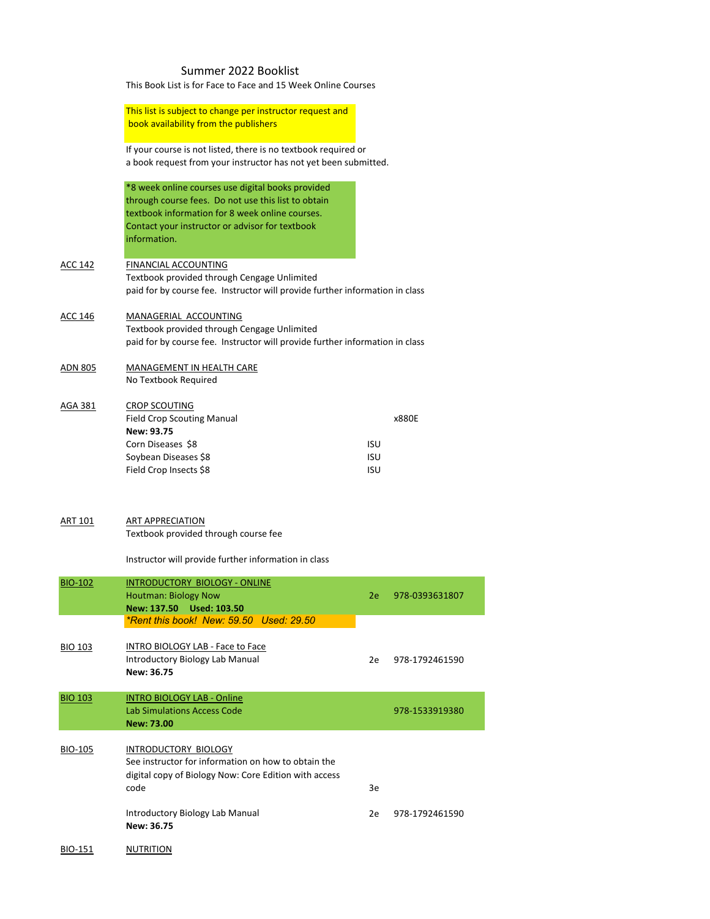# Summer 2022 Booklist

This Book List is for Face to Face and 15 Week Online Courses

This list is subject to change per instructor request and book availability from the publishers

If your course is not listed, there is no textbook required or a book request from your instructor has not yet been submitted.

*8 week online courses use digital books provided through course fees. Do not use this list to obtain textbook information for 8 week online courses. Contact your instructor or advisor for textbook information.

| Course | Title / Material | Edition/Source | ISBN |
|---|---|---|---|
| ACC 142 | FINANCIAL ACCOUNTING<br>Textbook provided through Cengage Unlimited paid for by course fee. Instructor will provide further information in class | | |
| ACC 146 | MANAGERIAL ACCOUNTING<br>Textbook provided through Cengage Unlimited paid for by course fee. Instructor will provide further information in class | | |
| ADN 805 | MANAGEMENT IN HEALTH CARE<br>No Textbook Required | | |
| AGA 381 | CROP SCOUTING<br>Field Crop Scouting Manual<br>**New: 93.75** | | x880E |
| | Corn Diseases $8 | ISU | |
| | Soybean Diseases $8 | ISU | |
| | Field Crop Insects $8 | ISU | |
| ART 101 | ART APPRECIATION<br>Textbook provided through course fee<br>Instructor will provide further information in class | | |
| BIO-102 | INTRODUCTORY BIOLOGY - ONLINE<br>Houtman: Biology Now<br>**New: 137.50 Used: 103.50**<br>*Rent this book! New: 59.50 Used: 29.50* | 2e | 978-0393631807 |
| BIO 103 | INTRO BIOLOGY LAB - Face to Face<br>Introductory Biology Lab Manual<br>**New: 36.75** | 2e | 978-1792461590 |
| BIO 103 | INTRO BIOLOGY LAB - Online<br>Lab Simulations Access Code<br>**New: 73.00** | | 978-1533919380 |
| BIO-105 | INTRODUCTORY BIOLOGY<br>See instructor for information on how to obtain the digital copy of Biology Now: Core Edition with access code | 3e | |
| | Introductory Biology Lab Manual<br>**New: 36.75** | 2e | 978-1792461590 |
| BIO-151 | NUTRITION | | |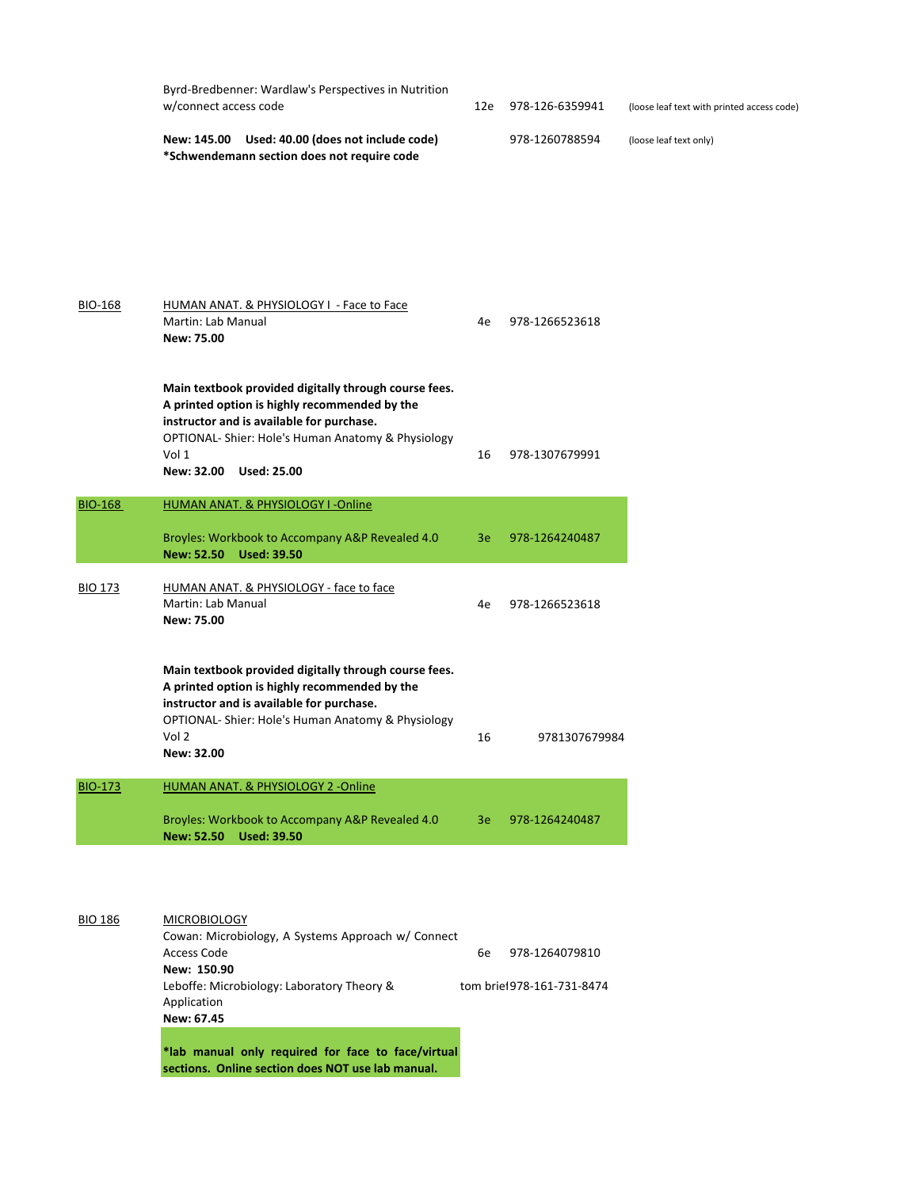| Course | Title / Textbook | Edition | ISBN | Notes |
|---|---|---|---|---|
| | Byrd-Bredbenner: Wardlaw's Perspectives in Nutrition w/connect access code | 12e | 978-126-6359941 | (loose leaf text with printed access code) |
| | **New: 145.00 Used: 40.00 (does not include code)** **\*Schwendemann section does not require code** | | 978-1260788594 | (loose leaf text only) |
| BIO-168 | HUMAN ANAT. & PHYSIOLOGY I - Face to Face | | | |
| | Martin: Lab Manual **New: 75.00** | 4e | 978-1266523618 | |
| | **Main textbook provided digitally through course fees. A printed option is highly recommended by the instructor and is available for purchase.** OPTIONAL- Shier: Hole's Human Anatomy & Physiology Vol 1 **New: 32.00 Used: 25.00** | 16 | 978-1307679991 | |
| BIO-168 | HUMAN ANAT. & PHYSIOLOGY I -Online | | | |
| | Broyles: Workbook to Accompany A&P Revealed 4.0 **New: 52.50 Used: 39.50** | 3e | 978-1264240487 | |
| BIO 173 | HUMAN ANAT. & PHYSIOLOGY - face to face | | | |
| | Martin: Lab Manual **New: 75.00** | 4e | 978-1266523618 | |
| | **Main textbook provided digitally through course fees. A printed option is highly recommended by the instructor and is available for purchase.** OPTIONAL- Shier: Hole's Human Anatomy & Physiology Vol 2 **New: 32.00** | 16 | 9781307679984 | |
| BIO-173 | HUMAN ANAT. & PHYSIOLOGY 2 -Online | | | |
| | Broyles: Workbook to Accompany A&P Revealed 4.0 **New: 52.50 Used: 39.50** | 3e | 978-1264240487 | |
| BIO 186 | MICROBIOLOGY | | | |
| | Cowan: Microbiology, A Systems Approach w/ Connect Access Code **New: 150.90** | 6e | 978-1264079810 | |
| | Leboffe: Microbiology: Laboratory Theory & Application **New: 67.45** | tom brie | 978-161-731-8474 | |
| | **\*lab manual only required for face to face/virtual sections. Online section does NOT use lab manual.** | | | |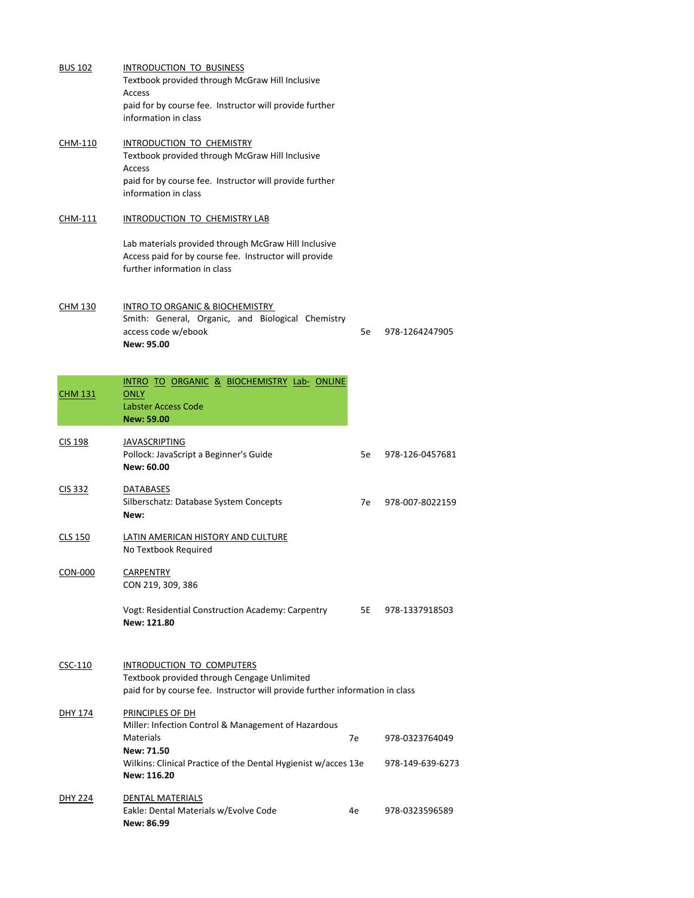**BUS 102** — INTRODUCTION TO BUSINESS

Textbook provided through McGraw Hill Inclusive Access paid for by course fee. Instructor will provide further information in class

**CHM-110** — INTRODUCTION TO CHEMISTRY

Textbook provided through McGraw Hill Inclusive Access paid for by course fee. Instructor will provide further information in class

**CHM-111** — INTRODUCTION TO CHEMISTRY LAB

Lab materials provided through McGraw Hill Inclusive Access paid for by course fee. Instructor will provide further information in class

**CHM 130** — INTRO TO ORGANIC & BIOCHEMISTRY

| Title | Edition | ISBN |
| --- | --- | --- |
| Smith: General, Organic, and Biological Chemistry access code w/ebook | 5e | 978-1264247905 |

**New: 95.00**

**CHM 131** — INTRO TO ORGANIC & BIOCHEMISTRY Lab- ONLINE ONLY

Labster Access Code

**New: 59.00**

**CIS 198** — JAVASCRIPTING

| Title | Edition | ISBN |
| --- | --- | --- |
| Pollock: JavaScript a Beginner's Guide | 5e | 978-126-0457681 |

**New: 60.00**

**CIS 332** — DATABASES

| Title | Edition | ISBN |
| --- | --- | --- |
| Silberschatz: Database System Concepts | 7e | 978-007-8022159 |

**New:**

**CLS 150** — LATIN AMERICAN HISTORY AND CULTURE

No Textbook Required

**CON-000** — CARPENTRY

CON 219, 309, 386

| Title | Edition | ISBN |
| --- | --- | --- |
| Vogt: Residential Construction Academy: Carpentry | 5E | 978-1337918503 |

**New: 121.80**

**CSC-110** — INTRODUCTION TO COMPUTERS

Textbook provided through Cengage Unlimited paid for by course fee. Instructor will provide further information in class

**DHY 174** — PRINCIPLES OF DH

| Title | Edition | ISBN |
| --- | --- | --- |
| Miller: Infection Control & Management of Hazardous Materials | 7e | 978-0323764049 |

**New: 71.50**

| Title | Edition | ISBN |
| --- | --- | --- |
| Wilkins: Clinical Practice of the Dental Hygienist w/acces | 13e | 978-149-639-6273 |

**New: 116.20**

**DHY 224** — DENTAL MATERIALS

| Title | Edition | ISBN |
| --- | --- | --- |
| Eakle: Dental Materials w/Evolve Code | 4e | 978-0323596589 |

**New: 86.99**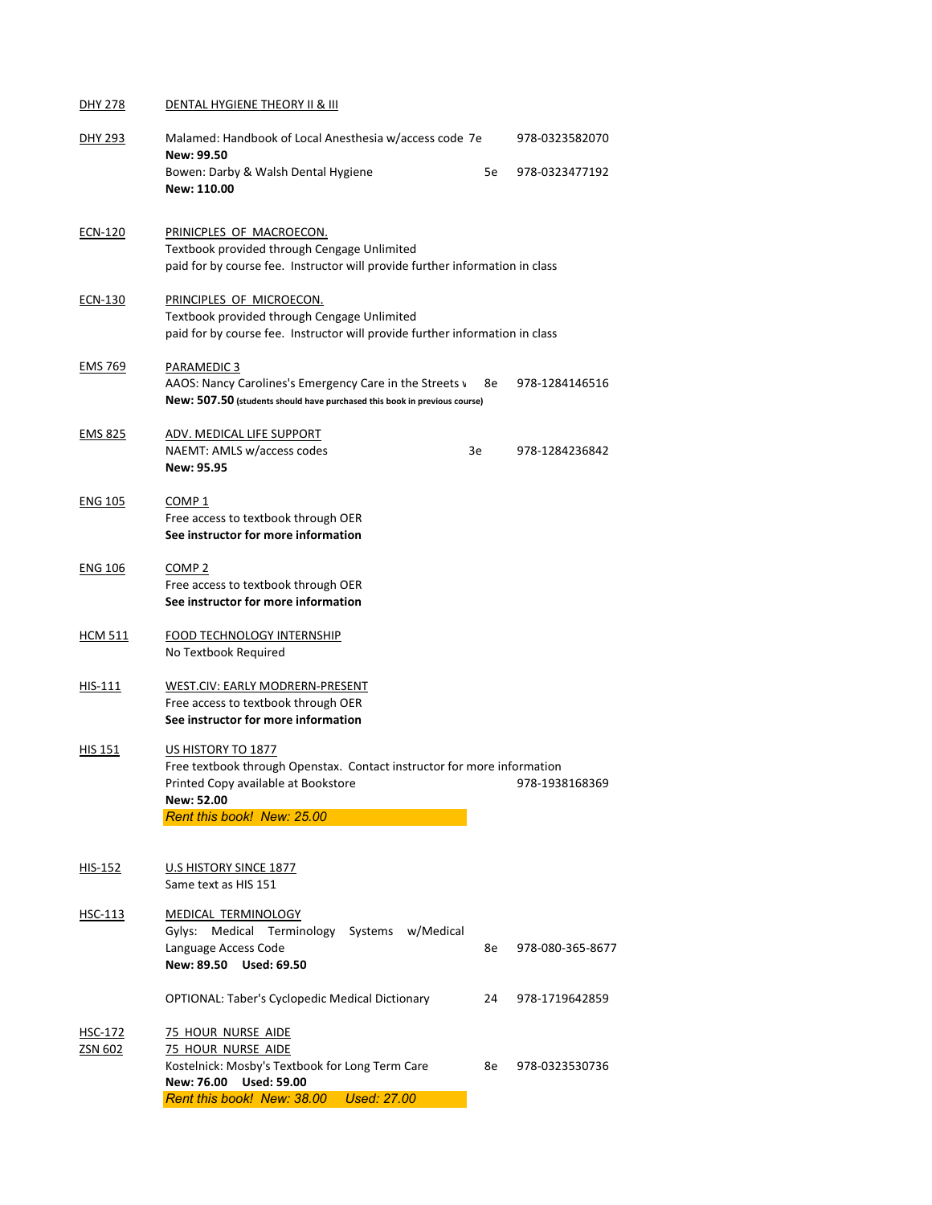**DHY 278** — DENTAL HYGIENE THEORY II & III

**DHY 293**

Malamed: Handbook of Local Anesthesia w/access code 7e — 978-0323582070
**New: 99.50**

Bowen: Darby & Walsh Dental Hygiene — 5e — 978-0323477192
**New: 110.00**

**ECN-120** — PRINICPLES OF MACROECON.

Textbook provided through Cengage Unlimited
paid for by course fee. Instructor will provide further information in class

**ECN-130** — PRINCIPLES OF MICROECON.

Textbook provided through Cengage Unlimited
paid for by course fee. Instructor will provide further information in class

**EMS 769** — PARAMEDIC 3

AAOS: Nancy Carolines's Emergency Care in the Streets v — 8e — 978-1284146516
**New: 507.50** **(students should have purchased this book in previous course)**

**EMS 825** — ADV. MEDICAL LIFE SUPPORT

NAEMT: AMLS w/access codes — 3e — 978-1284236842
**New: 95.95**

**ENG 105** — COMP 1

Free access to textbook through OER
**See instructor for more information**

**ENG 106** — COMP 2

Free access to textbook through OER
**See instructor for more information**

**HCM 511** — FOOD TECHNOLOGY INTERNSHIP

No Textbook Required

**HIS-111** — WEST.CIV: EARLY MODRERN-PRESENT

Free access to textbook through OER
**See instructor for more information**

**HIS 151** — US HISTORY TO 1877

Free textbook through Openstax. Contact instructor for more information
Printed Copy available at Bookstore — 978-1938168369
**New: 52.00**
*Rent this book! New: 25.00*

**HIS-152** — U.S HISTORY SINCE 1877

Same text as HIS 151

**HSC-113** — MEDICAL TERMINOLOGY

Gylys: Medical Terminology Systems w/Medical Language Access Code — 8e — 978-080-365-8677
**New: 89.50 Used: 69.50**

OPTIONAL: Taber's Cyclopedic Medical Dictionary — 24 — 978-1719642859

**HSC-172** — 75 HOUR NURSE AIDE
**ZSN 602** — 75 HOUR NURSE AIDE

Kostelnick: Mosby's Textbook for Long Term Care — 8e — 978-0323530736
**New: 76.00 Used: 59.00**
*Rent this book! New: 38.00 Used: 27.00*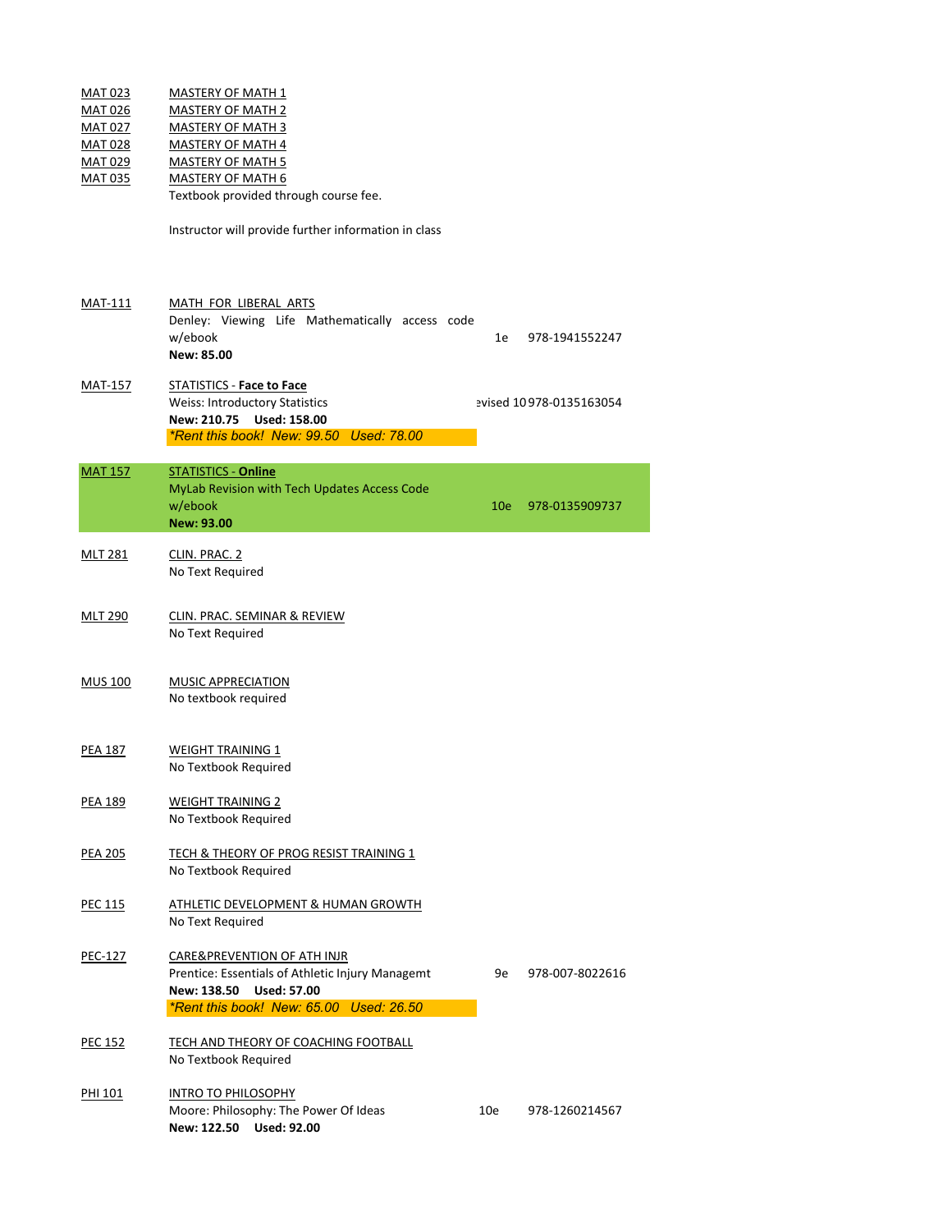MAT 023 MASTERY OF MATH 1
MAT 026 MASTERY OF MATH 2
MAT 027 MASTERY OF MATH 3
MAT 028 MASTERY OF MATH 4
MAT 029 MASTERY OF MATH 5
MAT 035 MASTERY OF MATH 6

Textbook provided through course fee.

Instructor will provide further information in class

MAT-111 MATH FOR LIBERAL ARTS
Denley: Viewing Life Mathematically access code w/ebook 1e 978-1941552247
**New: 85.00**

MAT-157 STATISTICS - **Face to Face**
Weiss: Introductory Statistics evised 10 978-0135163054
**New: 210.75 Used: 158.00**
*\*Rent this book! New: 99.50 Used: 78.00*

MAT 157 STATISTICS - **Online**
MyLab Revision with Tech Updates Access Code w/ebook 10e 978-0135909737
**New: 93.00**

MLT 281 CLIN. PRAC. 2
No Text Required

MLT 290 CLIN. PRAC. SEMINAR & REVIEW
No Text Required

MUS 100 MUSIC APPRECIATION
No textbook required

PEA 187 WEIGHT TRAINING 1
No Textbook Required

PEA 189 WEIGHT TRAINING 2
No Textbook Required

PEA 205 TECH & THEORY OF PROG RESIST TRAINING 1
No Textbook Required

PEC 115 ATHLETIC DEVELOPMENT & HUMAN GROWTH
No Text Required

PEC-127 CARE&PREVENTION OF ATH INJR
Prentice: Essentials of Athletic Injury Managemt 9e 978-007-8022616
**New: 138.50 Used: 57.00**
*\*Rent this book! New: 65.00 Used: 26.50*

PEC 152 TECH AND THEORY OF COACHING FOOTBALL
No Textbook Required

PHI 101 INTRO TO PHILOSOPHY
Moore: Philosophy: The Power Of Ideas 10e 978-1260214567
**New: 122.50 Used: 92.00**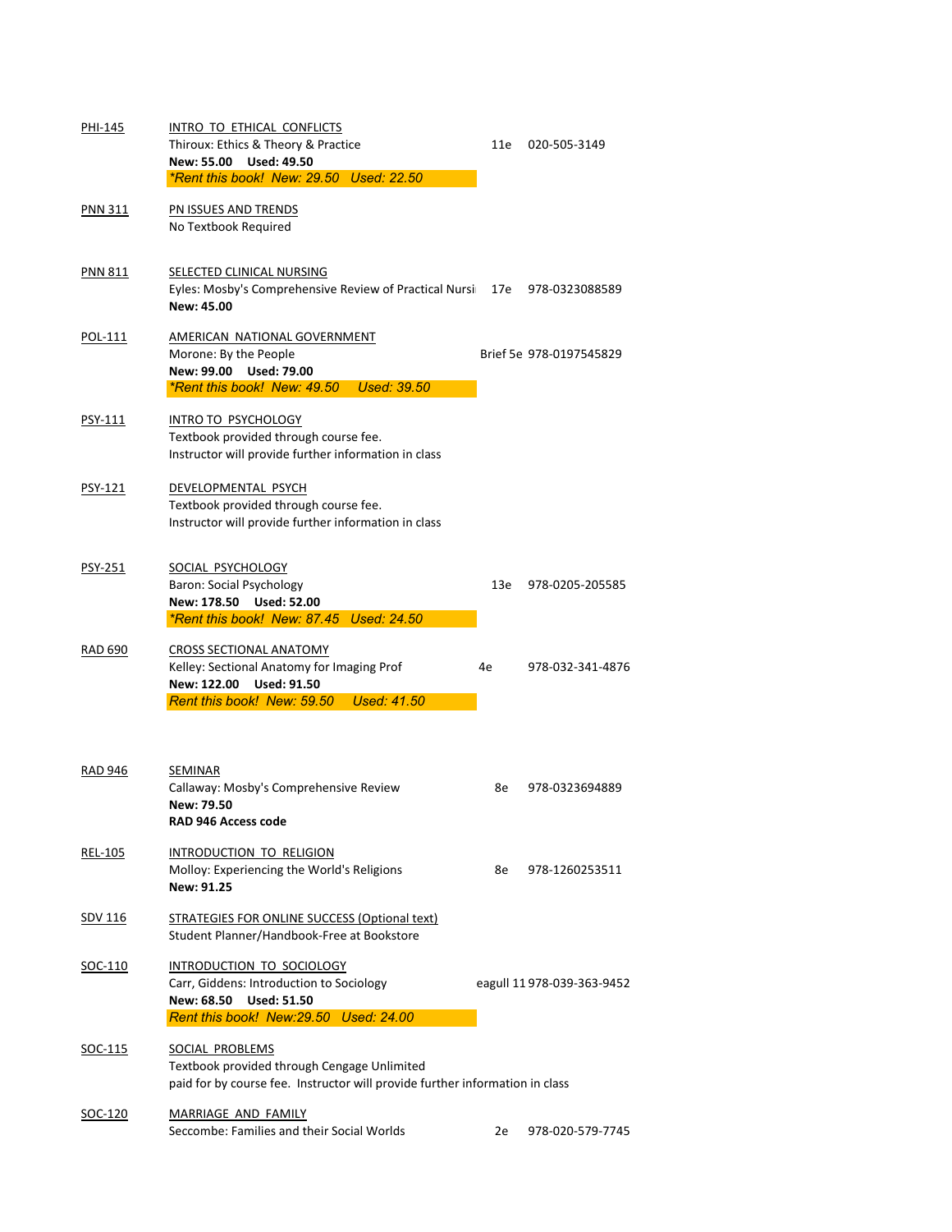**PHI-145** INTRO TO ETHICAL CONFLICTS

Thiroux: Ethics & Theory & Practice — 11e — 020-505-3149

**New: 55.00 Used: 49.50**

*\*Rent this book! New: 29.50 Used: 22.50*

**PNN 311** PN ISSUES AND TRENDS

No Textbook Required

**PNN 811** SELECTED CLINICAL NURSING

Eyles: Mosby's Comprehensive Review of Practical Nursi — 17e — 978-0323088589

**New: 45.00**

**POL-111** AMERICAN NATIONAL GOVERNMENT

Morone: By the People — Brief 5e — 978-0197545829

**New: 99.00 Used: 79.00**

*\*Rent this book! New: 49.50 Used: 39.50*

**PSY-111** INTRO TO PSYCHOLOGY

Textbook provided through course fee.

Instructor will provide further information in class

**PSY-121** DEVELOPMENTAL PSYCH

Textbook provided through course fee.

Instructor will provide further information in class

**PSY-251** SOCIAL PSYCHOLOGY

Baron: Social Psychology — 13e — 978-0205-205585

**New: 178.50 Used: 52.00**

*\*Rent this book! New: 87.45 Used: 24.50*

**RAD 690** CROSS SECTIONAL ANATOMY

Kelley: Sectional Anatomy for Imaging Prof — 4e — 978-032-341-4876

**New: 122.00 Used: 91.50**

*Rent this book! New: 59.50 Used: 41.50*

**RAD 946** SEMINAR

Callaway: Mosby's Comprehensive Review — 8e — 978-0323694889

**New: 79.50**

**RAD 946 Access code**

**REL-105** INTRODUCTION TO RELIGION

Molloy: Experiencing the World's Religions — 8e — 978-1260253511

**New: 91.25**

**SDV 116** STRATEGIES FOR ONLINE SUCCESS (Optional text)

Student Planner/Handbook-Free at Bookstore

**SOC-110** INTRODUCTION TO SOCIOLOGY

Carr, Giddens: Introduction to Sociology — eagull 11 — 978-039-363-9452

**New: 68.50 Used: 51.50**

*Rent this book! New:29.50 Used: 24.00*

**SOC-115** SOCIAL PROBLEMS

Textbook provided through Cengage Unlimited

paid for by course fee. Instructor will provide further information in class

**SOC-120** MARRIAGE AND FAMILY

Seccombe: Families and their Social Worlds — 2e — 978-020-579-7745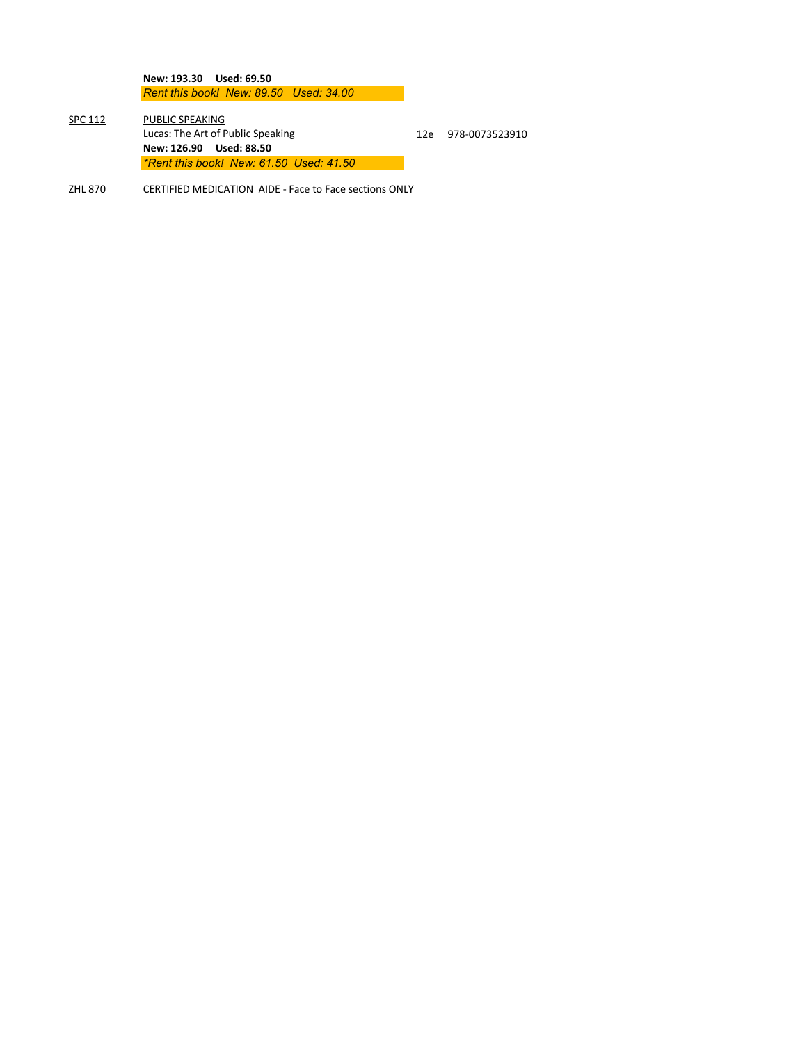**New: 193.30 Used: 69.50**
*Rent this book! New: 89.50 Used: 34.00*

| | | | |
|---|---|---|---|
| SPC 112 | PUBLIC SPEAKING | | |
| | Lucas: The Art of Public Speaking | 12e | 978-0073523910 |
| | **New: 126.90 Used: 88.50** | | |
| | *\*Rent this book! New: 61.50 Used: 41.50* | | |
| ZHL 870 | CERTIFIED MEDICATION AIDE - Face to Face sections ONLY | | |